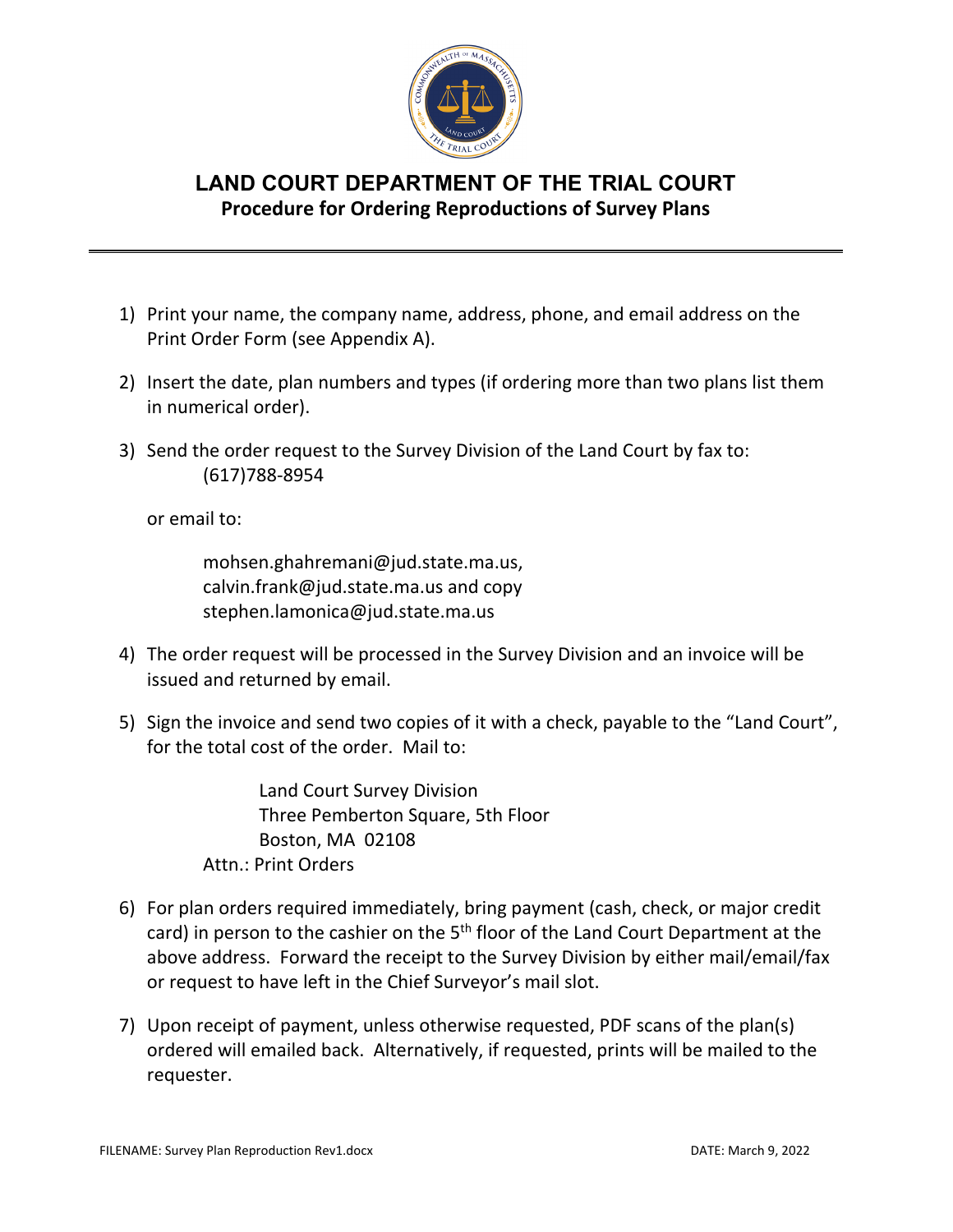# LAND COURT DEPARTMENT OF THE TRIAL COURT

## Procedure for Ordering Reproductions of Survey Plans

---

1) Print your name, the company name, address, phone, and email address on the Print Order Form (see Appendix A).

2) Insert the date, plan numbers and types (if ordering more than two plans list them in numerical order).

3) Send the order request to the Survey Division of the Land Court by fax to:

   (617)788-8954

   or email to:

   mohsen.ghahremani@jud.state.ma.us,
   calvin.frank@jud.state.ma.us and copy
   stephen.lamonica@jud.state.ma.us

4) The order request will be processed in the Survey Division and an invoice will be issued and returned by email.

5) Sign the invoice and send two copies of it with a check, payable to the "Land Court", for the total cost of the order. Mail to:

   Land Court Survey Division
   Three Pemberton Square, 5th Floor
   Boston, MA 02108
   Attn.: Print Orders

6) For plan orders required immediately, bring payment (cash, check, or major credit card) in person to the cashier on the 5th floor of the Land Court Department at the above address. Forward the receipt to the Survey Division by either mail/email/fax or request to have left in the Chief Surveyor's mail slot.

7) Upon receipt of payment, unless otherwise requested, PDF scans of the plan(s) ordered will emailed back. Alternatively, if requested, prints will be mailed to the requester.

FILENAME: Survey Plan Reproduction Rev1.docx DATE: March 9, 2022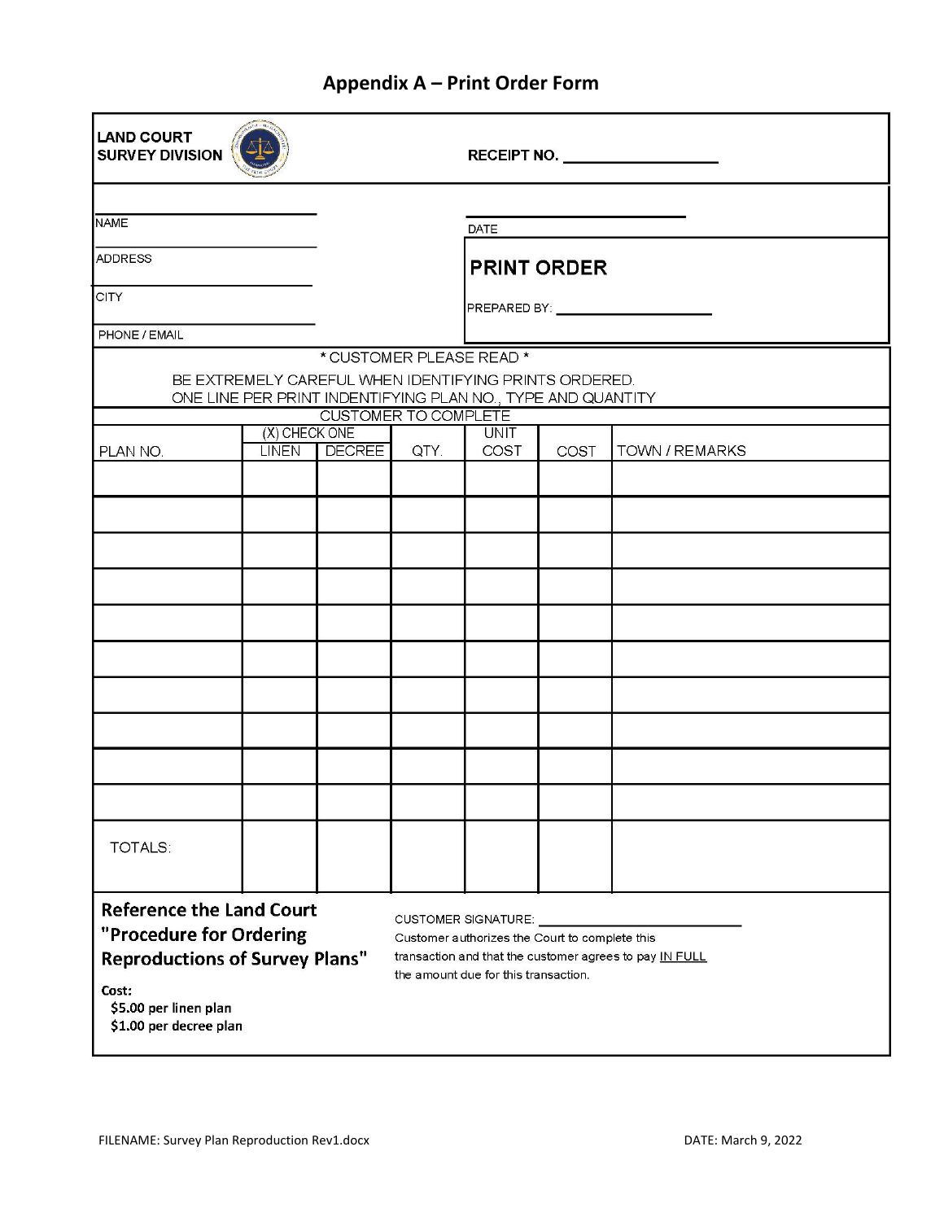# Appendix A – Print Order Form

**LAND COURT**
**SURVEY DIVISION**

RECEIPT NO. __________________

NAME

ADDRESS

CITY

PHONE / EMAIL

DATE

## PRINT ORDER

PREPARED BY: ____________________

\* CUSTOMER PLEASE READ \*

BE EXTREMELY CAREFUL WHEN IDENTIFYING PRINTS ORDERED.
ONE LINE PER PRINT INDENTIFYING PLAN NO., TYPE AND QUANTITY

CUSTOMER TO COMPLETE

| PLAN NO. | (X) CHECK ONE LINEN | DECREE | QTY. | UNIT COST | COST | TOWN / REMARKS |
|---|---|---|---|---|---|---|
| | | | | | | |
| | | | | | | |
| | | | | | | |
| | | | | | | |
| | | | | | | |
| | | | | | | |
| | | | | | | |
| | | | | | | |
| | | | | | | |
| | | | | | | |
| TOTALS: | | | | | | |

**Reference the Land Court "Procedure for Ordering Reproductions of Survey Plans"**

**Cost:**
**$5.00 per linen plan**
**$1.00 per decree plan**

CUSTOMER SIGNATURE: ____________________________

Customer authorizes the Court to complete this transaction and that the customer agrees to pay IN FULL the amount due for this transaction.

FILENAME: Survey Plan Reproduction Rev1.docx

DATE: March 9, 2022